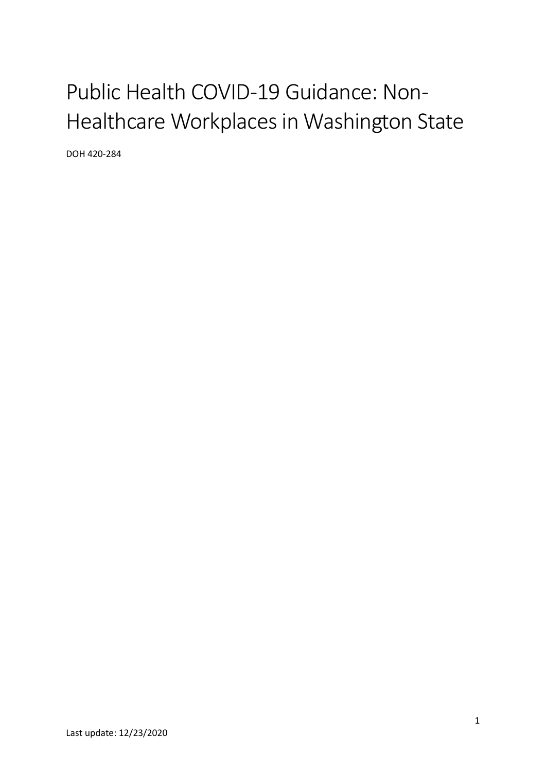# Public Health COVID-19 Guidance: Non-Healthcare Workplaces in Washington State

DOH 420-284

Last update: 12/23/2020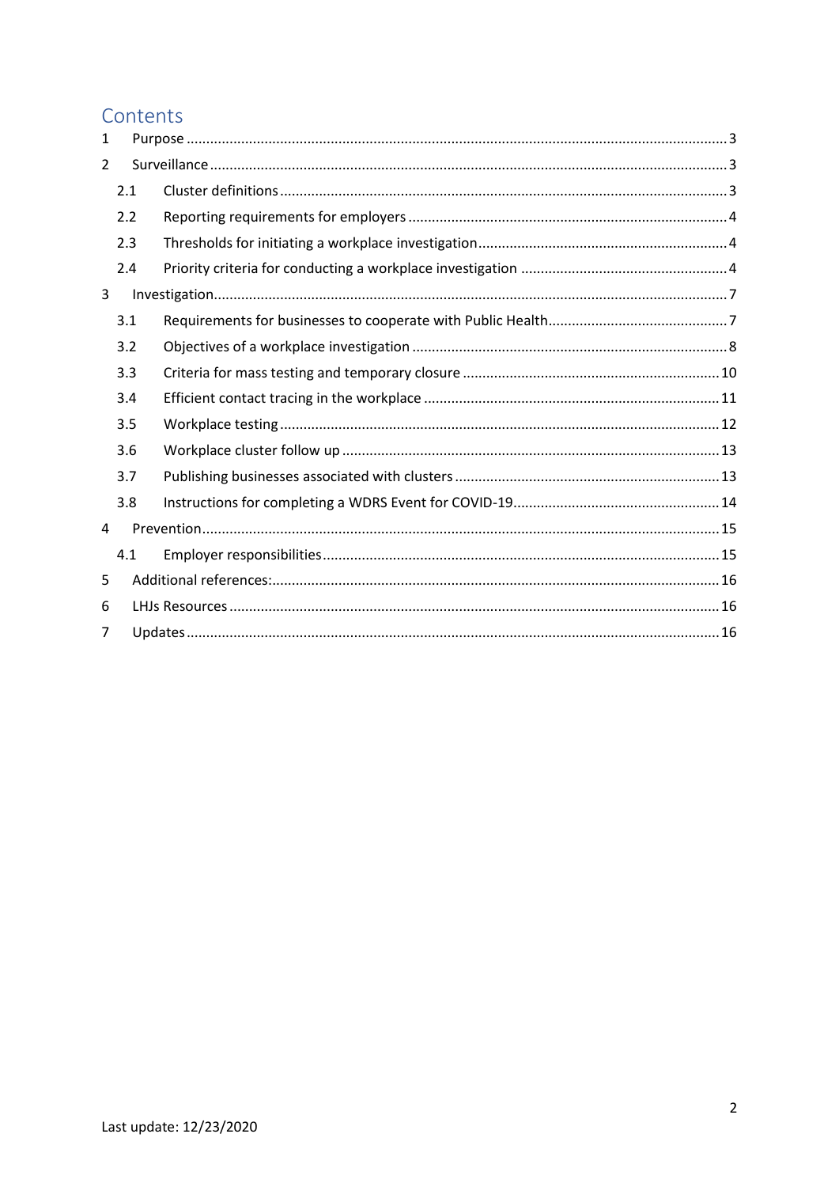# Contents

1 Purpose ........................................................................................................................ 3

2 Surveillance ................................................................................................................... 3

2.1 Cluster definitions ................................................................................................. 3

2.2 Reporting requirements for employers ................................................................. 4

2.3 Thresholds for initiating a workplace investigation ............................................... 4

2.4 Priority criteria for conducting a workplace investigation ..................................... 4

3 Investigation.................................................................................................................. 7

3.1 Requirements for businesses to cooperate with Public Health ............................. 7

3.2 Objectives of a workplace investigation ................................................................ 8

3.3 Criteria for mass testing and temporary closure ................................................. 10

3.4 Efficient contact tracing in the workplace ........................................................... 11

3.5 Workplace testing ................................................................................................ 12

3.6 Workplace cluster follow up ................................................................................ 13

3.7 Publishing businesses associated with clusters ................................................... 13

3.8 Instructions for completing a WDRS Event for COVID-19..................................... 14

4 Prevention.................................................................................................................... 15

4.1 Employer responsibilities..................................................................................... 15

5 Additional references:................................................................................................. 16

6 LHJs Resources ............................................................................................................ 16

7 Updates ....................................................................................................................... 16

Last update: 12/23/2020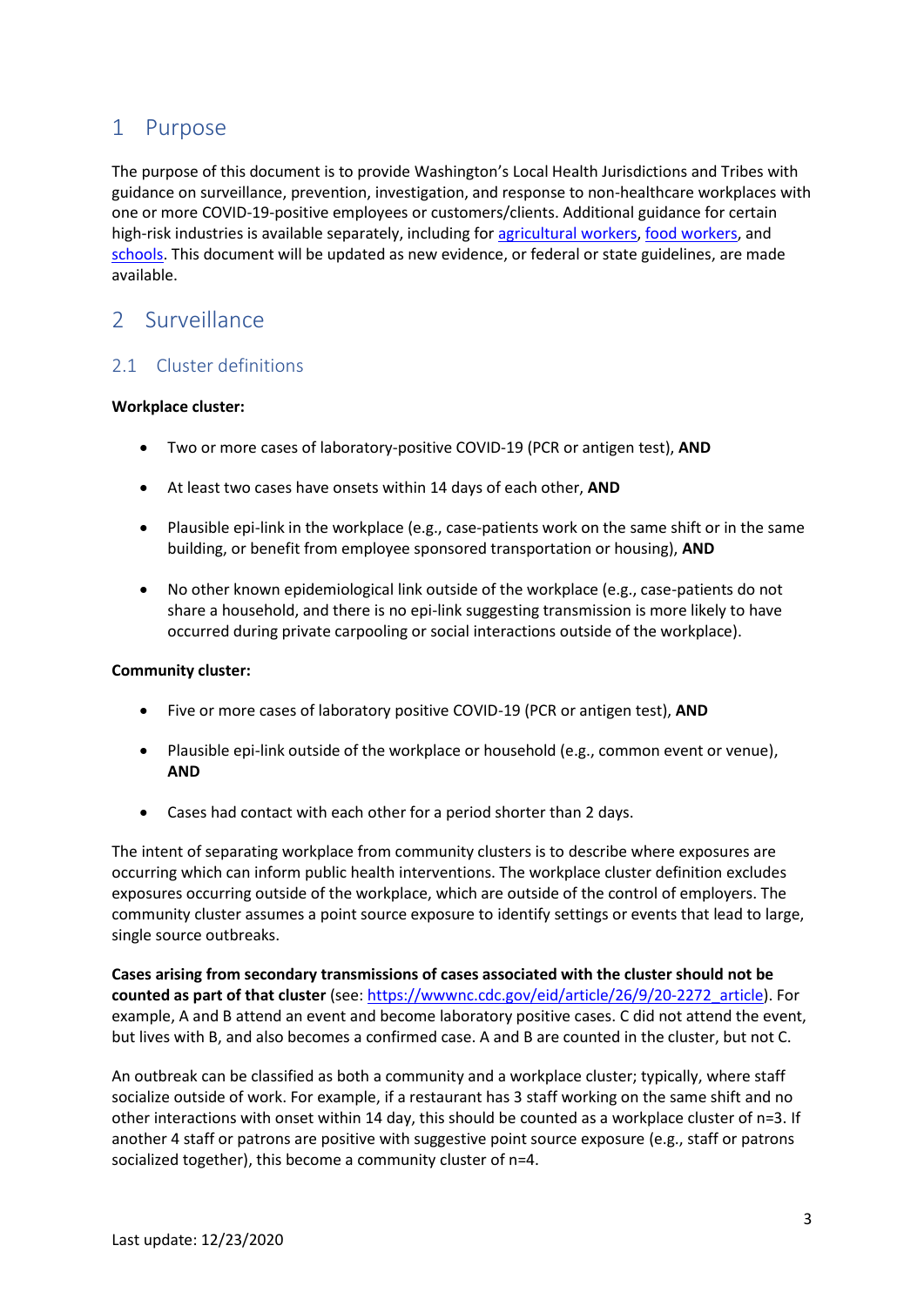# 1 Purpose

The purpose of this document is to provide Washington's Local Health Jurisdictions and Tribes with guidance on surveillance, prevention, investigation, and response to non-healthcare workplaces with one or more COVID-19-positive employees or customers/clients. Additional guidance for certain high-risk industries is available separately, including for [agricultural workers](), [food workers](), and [schools](). This document will be updated as new evidence, or federal or state guidelines, are made available.

# 2 Surveillance

## 2.1 Cluster definitions

**Workplace cluster:**

- Two or more cases of laboratory-positive COVID-19 (PCR or antigen test), **AND**
- At least two cases have onsets within 14 days of each other, **AND**
- Plausible epi-link in the workplace (e.g., case-patients work on the same shift or in the same building, or benefit from employee sponsored transportation or housing), **AND**
- No other known epidemiological link outside of the workplace (e.g., case-patients do not share a household, and there is no epi-link suggesting transmission is more likely to have occurred during private carpooling or social interactions outside of the workplace).

**Community cluster:**

- Five or more cases of laboratory positive COVID-19 (PCR or antigen test), **AND**
- Plausible epi-link outside of the workplace or household (e.g., common event or venue), **AND**
- Cases had contact with each other for a period shorter than 2 days.

The intent of separating workplace from community clusters is to describe where exposures are occurring which can inform public health interventions. The workplace cluster definition excludes exposures occurring outside of the workplace, which are outside of the control of employers. The community cluster assumes a point source exposure to identify settings or events that lead to large, single source outbreaks.

**Cases arising from secondary transmissions of cases associated with the cluster should not be counted as part of that cluster** (see: https://wwwnc.cdc.gov/eid/article/26/9/20-2272_article). For example, A and B attend an event and become laboratory positive cases. C did not attend the event, but lives with B, and also becomes a confirmed case. A and B are counted in the cluster, but not C.

An outbreak can be classified as both a community and a workplace cluster; typically, where staff socialize outside of work. For example, if a restaurant has 3 staff working on the same shift and no other interactions with onset within 14 day, this should be counted as a workplace cluster of n=3. If another 4 staff or patrons are positive with suggestive point source exposure (e.g., staff or patrons socialized together), this become a community cluster of n=4.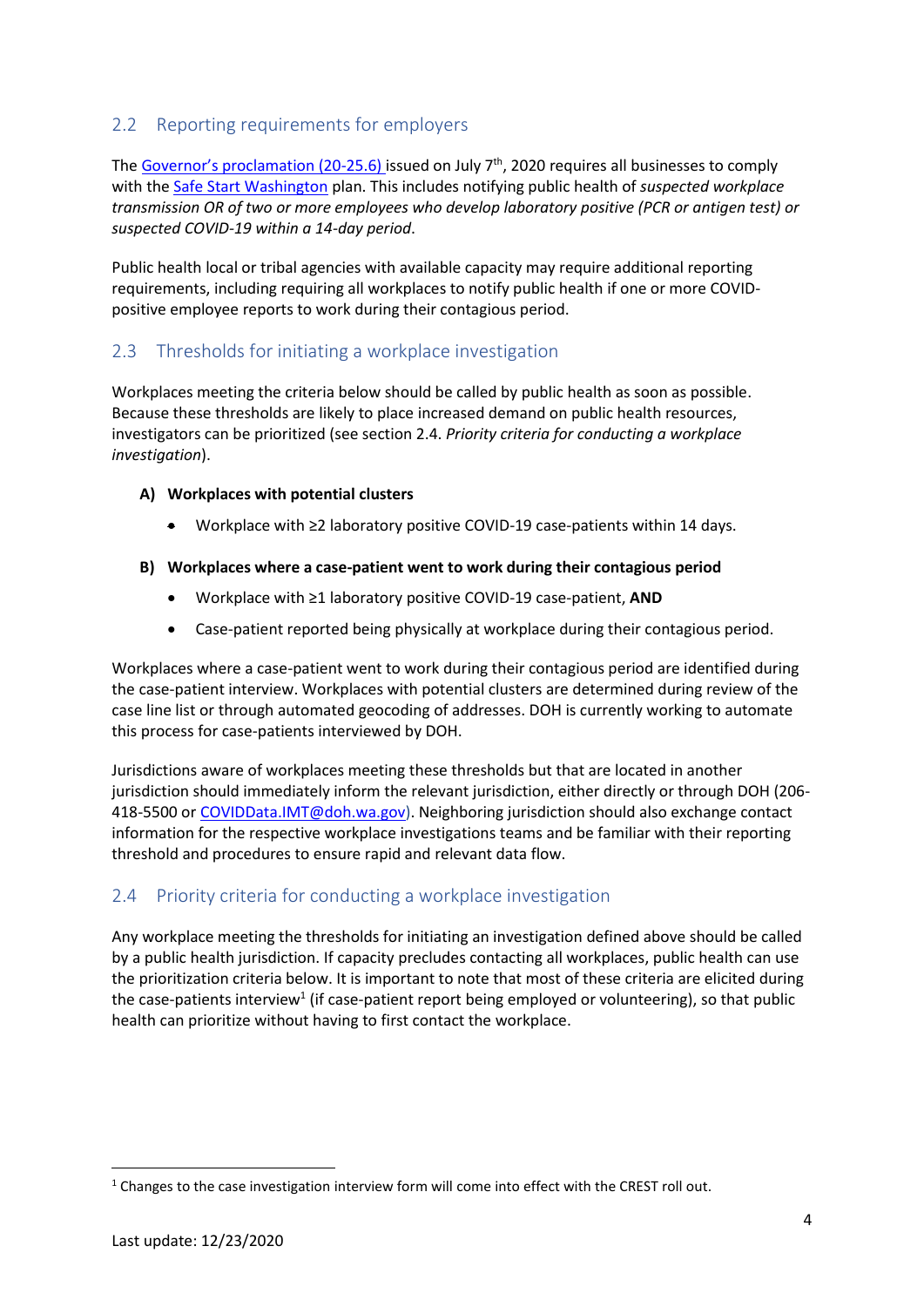## 2.2 Reporting requirements for employers

The Governor's proclamation (20-25.6) issued on July 7th, 2020 requires all businesses to comply with the Safe Start Washington plan. This includes notifying public health of *suspected workplace transmission OR of two or more employees who develop laboratory positive (PCR or antigen test) or suspected COVID-19 within a 14-day period*.

Public health local or tribal agencies with available capacity may require additional reporting requirements, including requiring all workplaces to notify public health if one or more COVID-positive employee reports to work during their contagious period.

## 2.3 Thresholds for initiating a workplace investigation

Workplaces meeting the criteria below should be called by public health as soon as possible. Because these thresholds are likely to place increased demand on public health resources, investigators can be prioritized (see section 2.4. *Priority criteria for conducting a workplace investigation*).

**A) Workplaces with potential clusters**

- Workplace with ≥2 laboratory positive COVID-19 case-patients within 14 days.

**B) Workplaces where a case-patient went to work during their contagious period**

- Workplace with ≥1 laboratory positive COVID-19 case-patient, **AND**
- Case-patient reported being physically at workplace during their contagious period.

Workplaces where a case-patient went to work during their contagious period are identified during the case-patient interview. Workplaces with potential clusters are determined during review of the case line list or through automated geocoding of addresses. DOH is currently working to automate this process for case-patients interviewed by DOH.

Jurisdictions aware of workplaces meeting these thresholds but that are located in another jurisdiction should immediately inform the relevant jurisdiction, either directly or through DOH (206-418-5500 or COVIDData.IMT@doh.wa.gov). Neighboring jurisdiction should also exchange contact information for the respective workplace investigations teams and be familiar with their reporting threshold and procedures to ensure rapid and relevant data flow.

## 2.4 Priority criteria for conducting a workplace investigation

Any workplace meeting the thresholds for initiating an investigation defined above should be called by a public health jurisdiction. If capacity precludes contacting all workplaces, public health can use the prioritization criteria below. It is important to note that most of these criteria are elicited during the case-patients interview[1] (if case-patient report being employed or volunteering), so that public health can prioritize without having to first contact the workplace.

[1] Changes to the case investigation interview form will come into effect with the CREST roll out.

Last update: 12/23/2020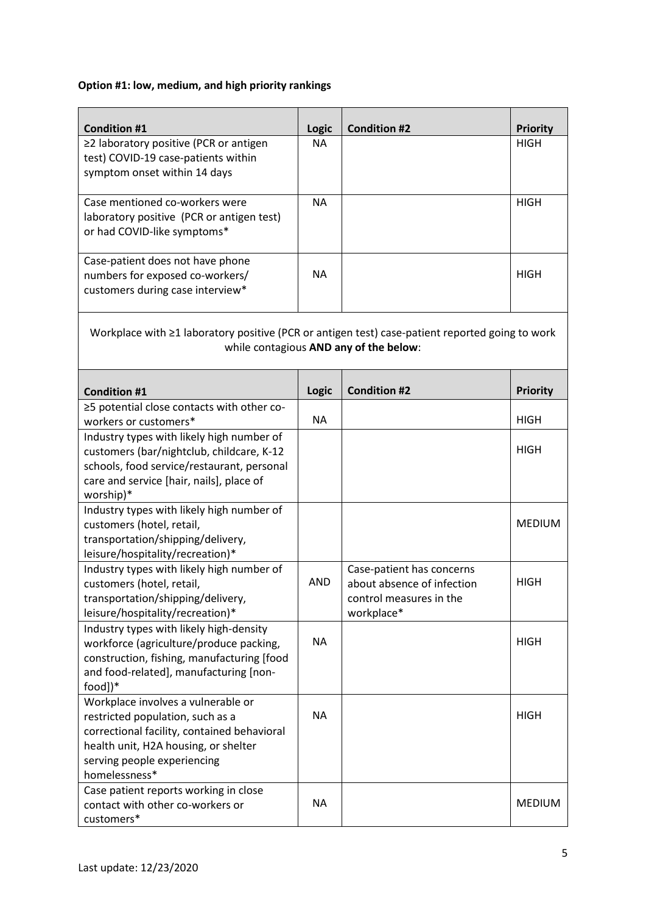**Option #1: low, medium, and high priority rankings**

| Condition #1 | Logic | Condition #2 | Priority |
|---|---|---|---|
| ≥2 laboratory positive (PCR or antigen test) COVID-19 case-patients within symptom onset within 14 days | NA | | HIGH |
| Case mentioned co-workers were laboratory positive (PCR or antigen test) or had COVID-like symptoms* | NA | | HIGH |
| Case-patient does not have phone numbers for exposed co-workers/ customers during case interview* | NA | | HIGH |

Workplace with ≥1 laboratory positive (PCR or antigen test) case-patient reported going to work while contagious **AND any of the below**:

| Condition #1 | Logic | Condition #2 | Priority |
|---|---|---|---|
| ≥5 potential close contacts with other co-workers or customers* | NA | | HIGH |
| Industry types with likely high number of customers (bar/nightclub, childcare, K-12 schools, food service/restaurant, personal care and service [hair, nails], place of worship)* | | | HIGH |
| Industry types with likely high number of customers (hotel, retail, transportation/shipping/delivery, leisure/hospitality/recreation)* | | | MEDIUM |
| Industry types with likely high number of customers (hotel, retail, transportation/shipping/delivery, leisure/hospitality/recreation)* | AND | Case-patient has concerns about absence of infection control measures in the workplace* | HIGH |
| Industry types with likely high-density workforce (agriculture/produce packing, construction, fishing, manufacturing [food and food-related], manufacturing [non-food])* | NA | | HIGH |
| Workplace involves a vulnerable or restricted population, such as a correctional facility, contained behavioral health unit, H2A housing, or shelter serving people experiencing homelessness* | NA | | HIGH |
| Case patient reports working in close contact with other co-workers or customers* | NA | | MEDIUM |

Last update: 12/23/2020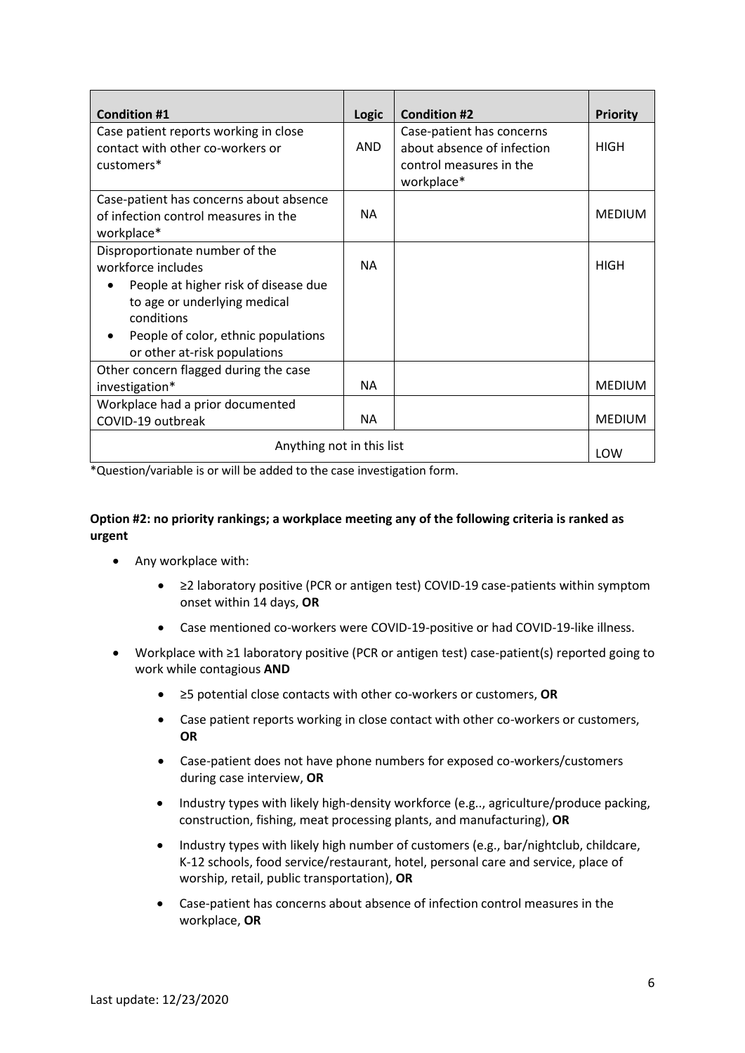| Condition #1 | Logic | Condition #2 | Priority |
|---|---|---|---|
| Case patient reports working in close contact with other co-workers or customers* | AND | Case-patient has concerns about absence of infection control measures in the workplace* | HIGH |
| Case-patient has concerns about absence of infection control measures in the workplace* | NA | | MEDIUM |
| Disproportionate number of the workforce includes<br>• People at higher risk of disease due to age or underlying medical conditions<br>• People of color, ethnic populations or other at-risk populations | NA | | HIGH |
| Other concern flagged during the case investigation* | NA | | MEDIUM |
| Workplace had a prior documented COVID-19 outbreak | NA | | MEDIUM |
| Anything not in this list | | | LOW |

*Question/variable is or will be added to the case investigation form.

**Option #2: no priority rankings; a workplace meeting any of the following criteria is ranked as urgent**

- Any workplace with:
    - ≥2 laboratory positive (PCR or antigen test) COVID-19 case-patients within symptom onset within 14 days, **OR**
    - Case mentioned co-workers were COVID-19-positive or had COVID-19-like illness.
- Workplace with ≥1 laboratory positive (PCR or antigen test) case-patient(s) reported going to work while contagious **AND**
    - ≥5 potential close contacts with other co-workers or customers, **OR**
    - Case patient reports working in close contact with other co-workers or customers, **OR**
    - Case-patient does not have phone numbers for exposed co-workers/customers during case interview, **OR**
    - Industry types with likely high-density workforce (e.g.., agriculture/produce packing, construction, fishing, meat processing plants, and manufacturing), **OR**
    - Industry types with likely high number of customers (e.g., bar/nightclub, childcare, K-12 schools, food service/restaurant, hotel, personal care and service, place of worship, retail, public transportation), **OR**
    - Case-patient has concerns about absence of infection control measures in the workplace, **OR**

Last update: 12/23/2020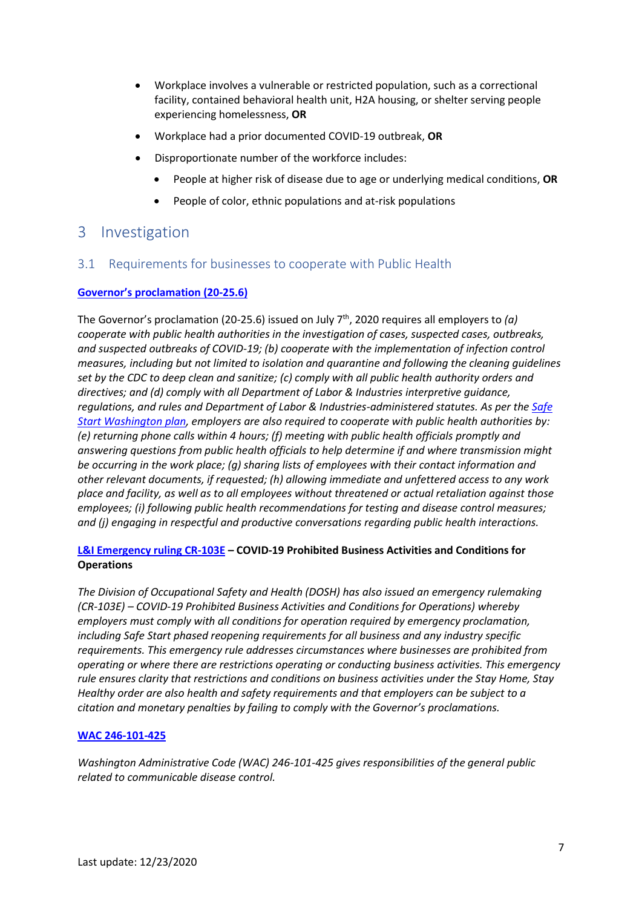- Workplace involves a vulnerable or restricted population, such as a correctional facility, contained behavioral health unit, H2A housing, or shelter serving people experiencing homelessness, **OR**
- Workplace had a prior documented COVID-19 outbreak, **OR**
- Disproportionate number of the workforce includes:
  - People at higher risk of disease due to age or underlying medical conditions, **OR**
  - People of color, ethnic populations and at-risk populations

# 3 Investigation

## 3.1 Requirements for businesses to cooperate with Public Health

**Governor's proclamation (20-25.6)**

The Governor's proclamation (20-25.6) issued on July 7th, 2020 requires all employers to *(a) cooperate with public health authorities in the investigation of cases, suspected cases, outbreaks, and suspected outbreaks of COVID-19; (b) cooperate with the implementation of infection control measures, including but not limited to isolation and quarantine and following the cleaning guidelines set by the CDC to deep clean and sanitize; (c) comply with all public health authority orders and directives; and (d) comply with all Department of Labor & Industries interpretive guidance, regulations, and rules and Department of Labor & Industries-administered statutes. As per the Safe Start Washington plan, employers are also required to cooperate with public health authorities by: (e) returning phone calls within 4 hours; (f) meeting with public health officials promptly and answering questions from public health officials to help determine if and where transmission might be occurring in the work place; (g) sharing lists of employees with their contact information and other relevant documents, if requested; (h) allowing immediate and unfettered access to any work place and facility, as well as to all employees without threatened or actual retaliation against those employees; (i) following public health recommendations for testing and disease control measures; and (j) engaging in respectful and productive conversations regarding public health interactions.*

**L&I Emergency ruling CR-103E – COVID-19 Prohibited Business Activities and Conditions for Operations**

*The Division of Occupational Safety and Health (DOSH) has also issued an emergency rulemaking (CR-103E) – COVID-19 Prohibited Business Activities and Conditions for Operations) whereby employers must comply with all conditions for operation required by emergency proclamation, including Safe Start phased reopening requirements for all business and any industry specific requirements. This emergency rule addresses circumstances where businesses are prohibited from operating or where there are restrictions operating or conducting business activities. This emergency rule ensures clarity that restrictions and conditions on business activities under the Stay Home, Stay Healthy order are also health and safety requirements and that employers can be subject to a citation and monetary penalties by failing to comply with the Governor's proclamations.*

**WAC 246-101-425**

*Washington Administrative Code (WAC) 246-101-425 gives responsibilities of the general public related to communicable disease control.*

Last update: 12/23/2020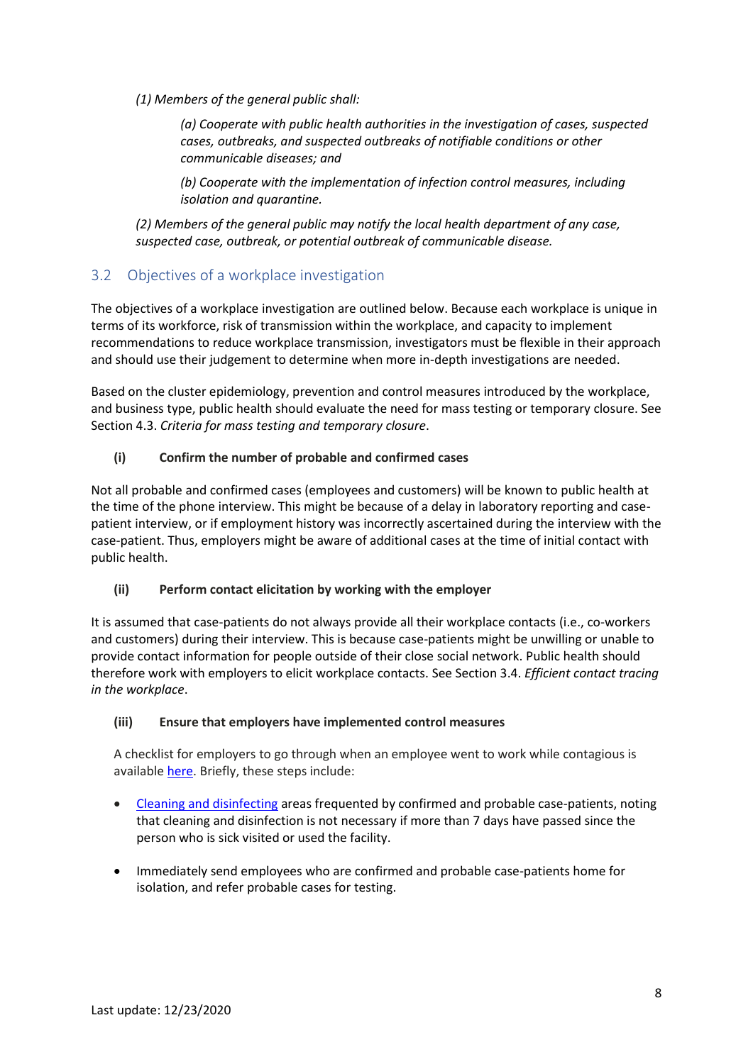*(1) Members of the general public shall:*

> *(a) Cooperate with public health authorities in the investigation of cases, suspected cases, outbreaks, and suspected outbreaks of notifiable conditions or other communicable diseases; and*
>
> *(b) Cooperate with the implementation of infection control measures, including isolation and quarantine.*

*(2) Members of the general public may notify the local health department of any case, suspected case, outbreak, or potential outbreak of communicable disease.*

## 3.2 Objectives of a workplace investigation

The objectives of a workplace investigation are outlined below. Because each workplace is unique in terms of its workforce, risk of transmission within the workplace, and capacity to implement recommendations to reduce workplace transmission, investigators must be flexible in their approach and should use their judgement to determine when more in-depth investigations are needed.

Based on the cluster epidemiology, prevention and control measures introduced by the workplace, and business type, public health should evaluate the need for mass testing or temporary closure. See Section 4.3. *Criteria for mass testing and temporary closure*.

**(i) Confirm the number of probable and confirmed cases**

Not all probable and confirmed cases (employees and customers) will be known to public health at the time of the phone interview. This might be because of a delay in laboratory reporting and case-patient interview, or if employment history was incorrectly ascertained during the interview with the case-patient. Thus, employers might be aware of additional cases at the time of initial contact with public health.

**(ii) Perform contact elicitation by working with the employer**

It is assumed that case-patients do not always provide all their workplace contacts (i.e., co-workers and customers) during their interview. This is because case-patients might be unwilling or unable to provide contact information for people outside of their close social network. Public health should therefore work with employers to elicit workplace contacts. See Section 3.4. *Efficient contact tracing in the workplace*.

**(iii) Ensure that employers have implemented control measures**

A checklist for employers to go through when an employee went to work while contagious is available here. Briefly, these steps include:

- Cleaning and disinfecting areas frequented by confirmed and probable case-patients, noting that cleaning and disinfection is not necessary if more than 7 days have passed since the person who is sick visited or used the facility.
- Immediately send employees who are confirmed and probable case-patients home for isolation, and refer probable cases for testing.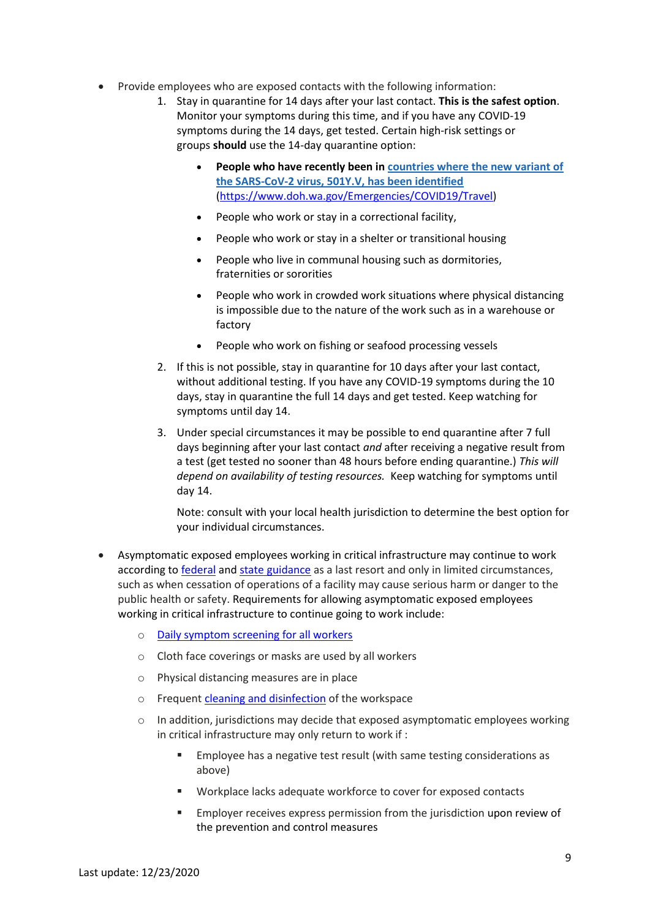- Provide employees who are exposed contacts with the following information:
    1. Stay in quarantine for 14 days after your last contact. **This is the safest option**. Monitor your symptoms during this time, and if you have any COVID-19 symptoms during the 14 days, get tested. Certain high-risk settings or groups **should** use the 14-day quarantine option:
        - **People who have recently been in [countries where the new variant of the SARS-CoV-2 virus, 501Y.V, has been identified](https://www.doh.wa.gov/Emergencies/COVID19/Travel)** ([https://www.doh.wa.gov/Emergencies/COVID19/Travel](https://www.doh.wa.gov/Emergencies/COVID19/Travel))
        - People who work or stay in a correctional facility,
        - People who work or stay in a shelter or transitional housing
        - People who live in communal housing such as dormitories, fraternities or sororities
        - People who work in crowded work situations where physical distancing is impossible due to the nature of the work such as in a warehouse or factory
        - People who work on fishing or seafood processing vessels
    2. If this is not possible, stay in quarantine for 10 days after your last contact, without additional testing. If you have any COVID-19 symptoms during the 10 days, stay in quarantine the full 14 days and get tested. Keep watching for symptoms until day 14.
    3. Under special circumstances it may be possible to end quarantine after 7 full days beginning after your last contact *and* after receiving a negative result from a test (get tested no sooner than 48 hours before ending quarantine.) *This will depend on availability of testing resources.* Keep watching for symptoms until day 14.

       Note: consult with your local health jurisdiction to determine the best option for your individual circumstances.

- Asymptomatic exposed employees working in critical infrastructure may continue to work according to [federal](#) and [state guidance](#) as a last resort and only in limited circumstances, such as when cessation of operations of a facility may cause serious harm or danger to the public health or safety. Requirements for allowing asymptomatic exposed employees working in critical infrastructure to continue going to work include:
    - [Daily symptom screening for all workers](#)
    - Cloth face coverings or masks are used by all workers
    - Physical distancing measures are in place
    - Frequent [cleaning and disinfection](#) of the workspace
    - In addition, jurisdictions may decide that exposed asymptomatic employees working in critical infrastructure may only return to work if :
        - Employee has a negative test result (with same testing considerations as above)
        - Workplace lacks adequate workforce to cover for exposed contacts
        - Employer receives express permission from the jurisdiction upon review of the prevention and control measures

Last update: 12/23/2020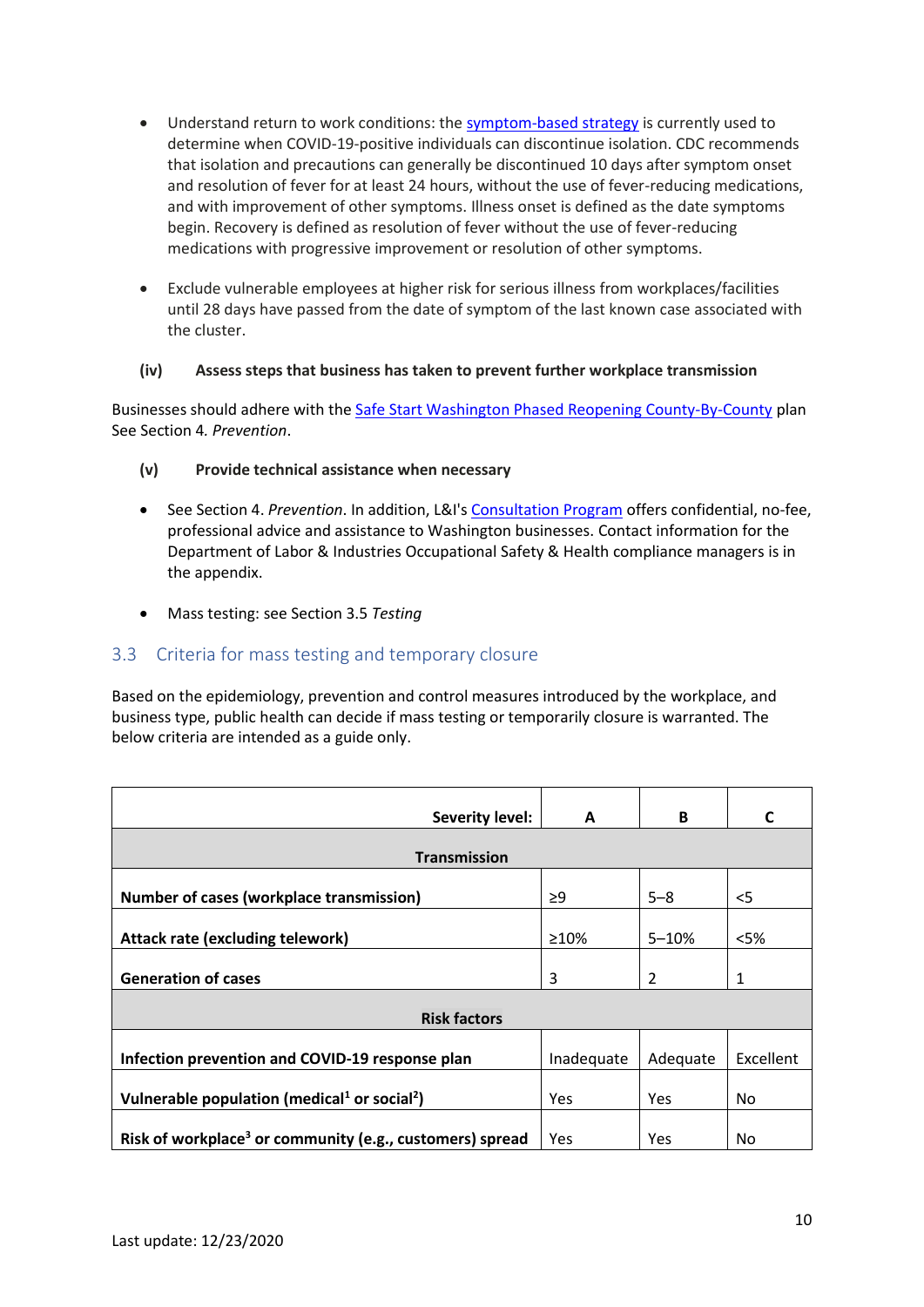- Understand return to work conditions: the symptom-based strategy is currently used to determine when COVID-19-positive individuals can discontinue isolation. CDC recommends that isolation and precautions can generally be discontinued 10 days after symptom onset and resolution of fever for at least 24 hours, without the use of fever-reducing medications, and with improvement of other symptoms. Illness onset is defined as the date symptoms begin. Recovery is defined as resolution of fever without the use of fever-reducing medications with progressive improvement or resolution of other symptoms.

- Exclude vulnerable employees at higher risk for serious illness from workplaces/facilities until 28 days have passed from the date of symptom of the last known case associated with the cluster.

**(iv) Assess steps that business has taken to prevent further workplace transmission**

Businesses should adhere with the Safe Start Washington Phased Reopening County-By-County plan See Section 4. *Prevention*.

**(v) Provide technical assistance when necessary**

- See Section 4. *Prevention*. In addition, L&I's Consultation Program offers confidential, no-fee, professional advice and assistance to Washington businesses. Contact information for the Department of Labor & Industries Occupational Safety & Health compliance managers is in the appendix.

- Mass testing: see Section 3.5 *Testing*

## 3.3 Criteria for mass testing and temporary closure

Based on the epidemiology, prevention and control measures introduced by the workplace, and business type, public health can decide if mass testing or temporarily closure is warranted. The below criteria are intended as a guide only.

| **Severity level:** | **A** | **B** | **C** |
|---|---|---|---|
| **Transmission** | | | |
| **Number of cases (workplace transmission)** | ≥9 | 5–8 | <5 |
| **Attack rate (excluding telework)** | ≥10% | 5–10% | <5% |
| **Generation of cases** | 3 | 2 | 1 |
| **Risk factors** | | | |
| **Infection prevention and COVID-19 response plan** | Inadequate | Adequate | Excellent |
| **Vulnerable population (medical[1] or social[2])** | Yes | Yes | No |
| **Risk of workplace[3] or community (e.g., customers) spread** | Yes | Yes | No |

Last update: 12/23/2020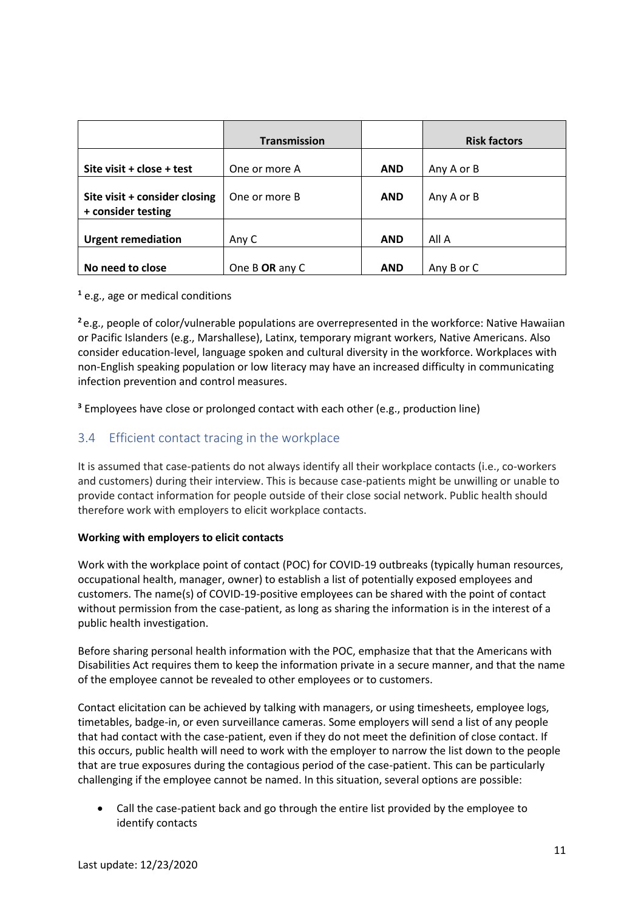| | Transmission | | Risk factors |
|---|---|---|---|
| **Site visit + close + test** | One or more A | **AND** | Any A or B |
| **Site visit + consider closing + consider testing** | One or more B | **AND** | Any A or B |
| **Urgent remediation** | Any C | **AND** | All A |
| **No need to close** | One B **OR** any C | **AND** | Any B or C |

[1] e.g., age or medical conditions

[2] e.g., people of color/vulnerable populations are overrepresented in the workforce: Native Hawaiian or Pacific Islanders (e.g., Marshallese), Latinx, temporary migrant workers, Native Americans. Also consider education-level, language spoken and cultural diversity in the workforce. Workplaces with non-English speaking population or low literacy may have an increased difficulty in communicating infection prevention and control measures.

[3] Employees have close or prolonged contact with each other (e.g., production line)

## 3.4 Efficient contact tracing in the workplace

It is assumed that case-patients do not always identify all their workplace contacts (i.e., co-workers and customers) during their interview. This is because case-patients might be unwilling or unable to provide contact information for people outside of their close social network. Public health should therefore work with employers to elicit workplace contacts.

**Working with employers to elicit contacts**

Work with the workplace point of contact (POC) for COVID-19 outbreaks (typically human resources, occupational health, manager, owner) to establish a list of potentially exposed employees and customers. The name(s) of COVID-19-positive employees can be shared with the point of contact without permission from the case-patient, as long as sharing the information is in the interest of a public health investigation.

Before sharing personal health information with the POC, emphasize that that the Americans with Disabilities Act requires them to keep the information private in a secure manner, and that the name of the employee cannot be revealed to other employees or to customers.

Contact elicitation can be achieved by talking with managers, or using timesheets, employee logs, timetables, badge-in, or even surveillance cameras. Some employers will send a list of any people that had contact with the case-patient, even if they do not meet the definition of close contact. If this occurs, public health will need to work with the employer to narrow the list down to the people that are true exposures during the contagious period of the case-patient. This can be particularly challenging if the employee cannot be named. In this situation, several options are possible:

- Call the case-patient back and go through the entire list provided by the employee to identify contacts

Last update: 12/23/2020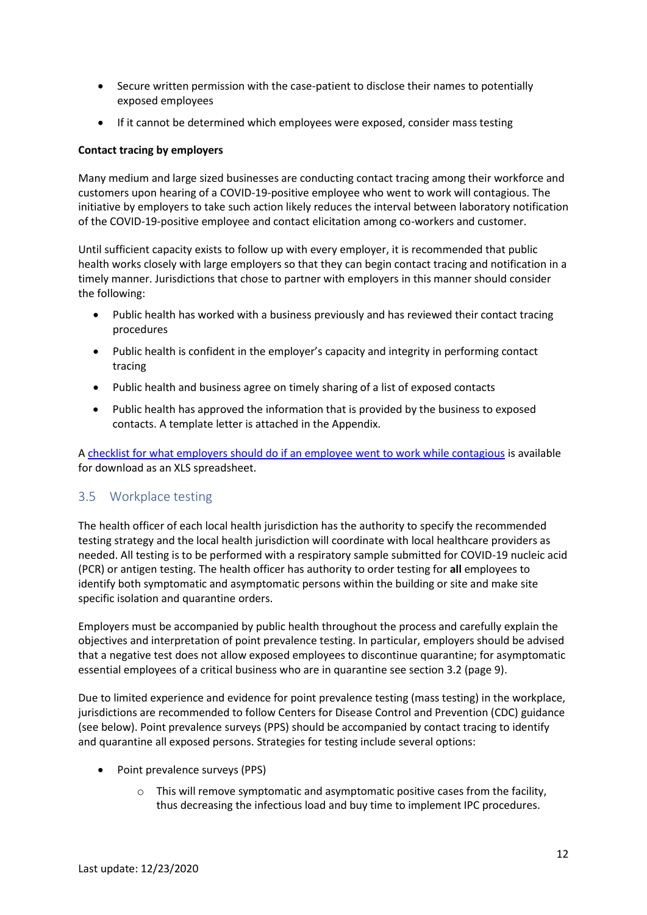- Secure written permission with the case-patient to disclose their names to potentially exposed employees
- If it cannot be determined which employees were exposed, consider mass testing

**Contact tracing by employers**

Many medium and large sized businesses are conducting contact tracing among their workforce and customers upon hearing of a COVID-19-positive employee who went to work will contagious. The initiative by employers to take such action likely reduces the interval between laboratory notification of the COVID-19-positive employee and contact elicitation among co-workers and customer.

Until sufficient capacity exists to follow up with every employer, it is recommended that public health works closely with large employers so that they can begin contact tracing and notification in a timely manner. Jurisdictions that chose to partner with employers in this manner should consider the following:

- Public health has worked with a business previously and has reviewed their contact tracing procedures
- Public health is confident in the employer's capacity and integrity in performing contact tracing
- Public health and business agree on timely sharing of a list of exposed contacts
- Public health has approved the information that is provided by the business to exposed contacts. A template letter is attached in the Appendix.

A checklist for what employers should do if an employee went to work while contagious is available for download as an XLS spreadsheet.

## 3.5 Workplace testing

The health officer of each local health jurisdiction has the authority to specify the recommended testing strategy and the local health jurisdiction will coordinate with local healthcare providers as needed. All testing is to be performed with a respiratory sample submitted for COVID-19 nucleic acid (PCR) or antigen testing. The health officer has authority to order testing for **all** employees to identify both symptomatic and asymptomatic persons within the building or site and make site specific isolation and quarantine orders.

Employers must be accompanied by public health throughout the process and carefully explain the objectives and interpretation of point prevalence testing. In particular, employers should be advised that a negative test does not allow exposed employees to discontinue quarantine; for asymptomatic essential employees of a critical business who are in quarantine see section 3.2 (page 9).

Due to limited experience and evidence for point prevalence testing (mass testing) in the workplace, jurisdictions are recommended to follow Centers for Disease Control and Prevention (CDC) guidance (see below). Point prevalence surveys (PPS) should be accompanied by contact tracing to identify and quarantine all exposed persons. Strategies for testing include several options:

- Point prevalence surveys (PPS)
  - This will remove symptomatic and asymptomatic positive cases from the facility, thus decreasing the infectious load and buy time to implement IPC procedures.

Last update: 12/23/2020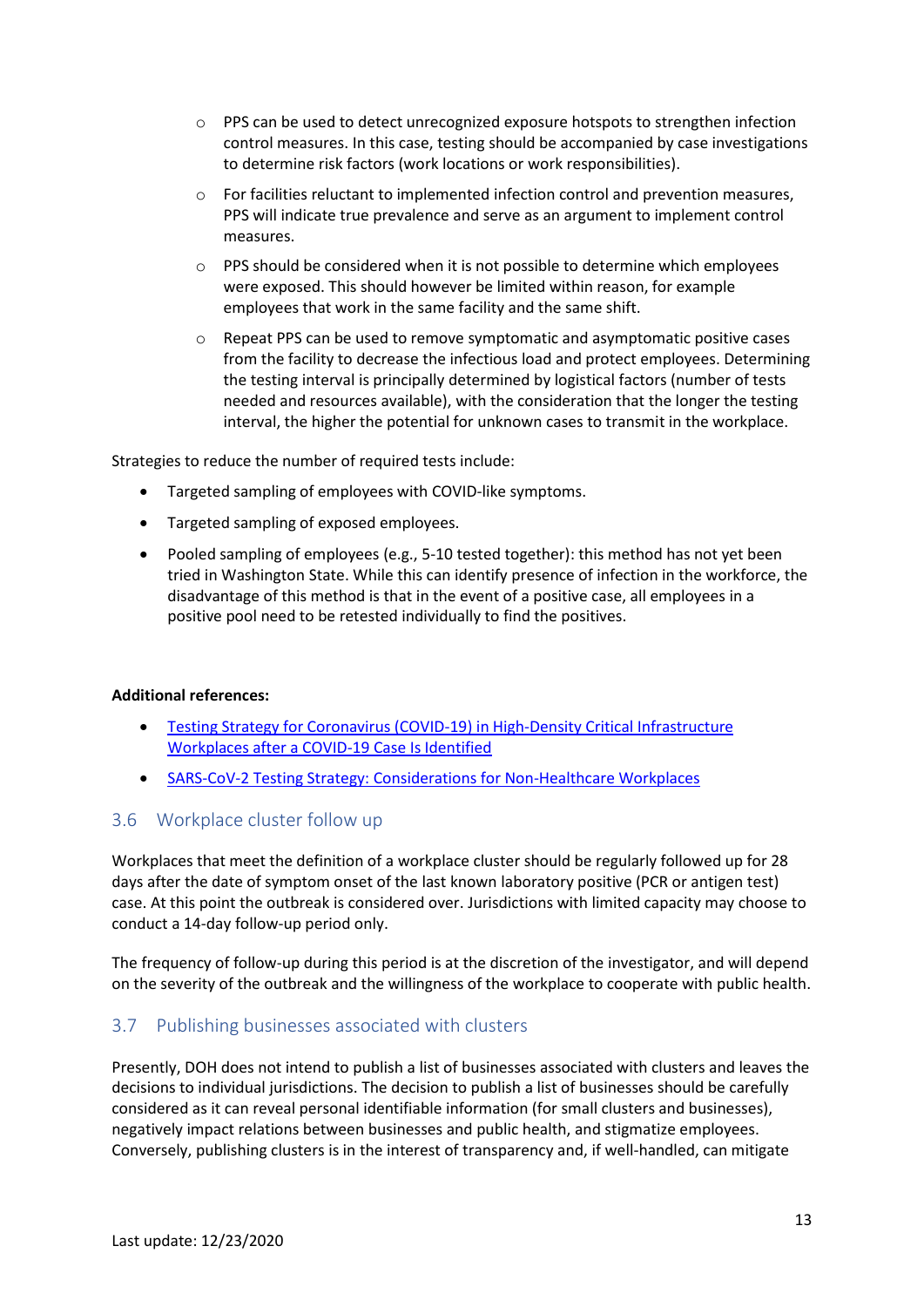- PPS can be used to detect unrecognized exposure hotspots to strengthen infection control measures. In this case, testing should be accompanied by case investigations to determine risk factors (work locations or work responsibilities).
- For facilities reluctant to implemented infection control and prevention measures, PPS will indicate true prevalence and serve as an argument to implement control measures.
- PPS should be considered when it is not possible to determine which employees were exposed. This should however be limited within reason, for example employees that work in the same facility and the same shift.
- Repeat PPS can be used to remove symptomatic and asymptomatic positive cases from the facility to decrease the infectious load and protect employees. Determining the testing interval is principally determined by logistical factors (number of tests needed and resources available), with the consideration that the longer the testing interval, the higher the potential for unknown cases to transmit in the workplace.

Strategies to reduce the number of required tests include:

- Targeted sampling of employees with COVID-like symptoms.
- Targeted sampling of exposed employees.
- Pooled sampling of employees (e.g., 5-10 tested together): this method has not yet been tried in Washington State. While this can identify presence of infection in the workforce, the disadvantage of this method is that in the event of a positive case, all employees in a positive pool need to be retested individually to find the positives.

**Additional references:**

- Testing Strategy for Coronavirus (COVID-19) in High-Density Critical Infrastructure Workplaces after a COVID-19 Case Is Identified
- SARS-CoV-2 Testing Strategy: Considerations for Non-Healthcare Workplaces

## 3.6 Workplace cluster follow up

Workplaces that meet the definition of a workplace cluster should be regularly followed up for 28 days after the date of symptom onset of the last known laboratory positive (PCR or antigen test) case. At this point the outbreak is considered over. Jurisdictions with limited capacity may choose to conduct a 14-day follow-up period only.

The frequency of follow-up during this period is at the discretion of the investigator, and will depend on the severity of the outbreak and the willingness of the workplace to cooperate with public health.

## 3.7 Publishing businesses associated with clusters

Presently, DOH does not intend to publish a list of businesses associated with clusters and leaves the decisions to individual jurisdictions. The decision to publish a list of businesses should be carefully considered as it can reveal personal identifiable information (for small clusters and businesses), negatively impact relations between businesses and public health, and stigmatize employees. Conversely, publishing clusters is in the interest of transparency and, if well-handled, can mitigate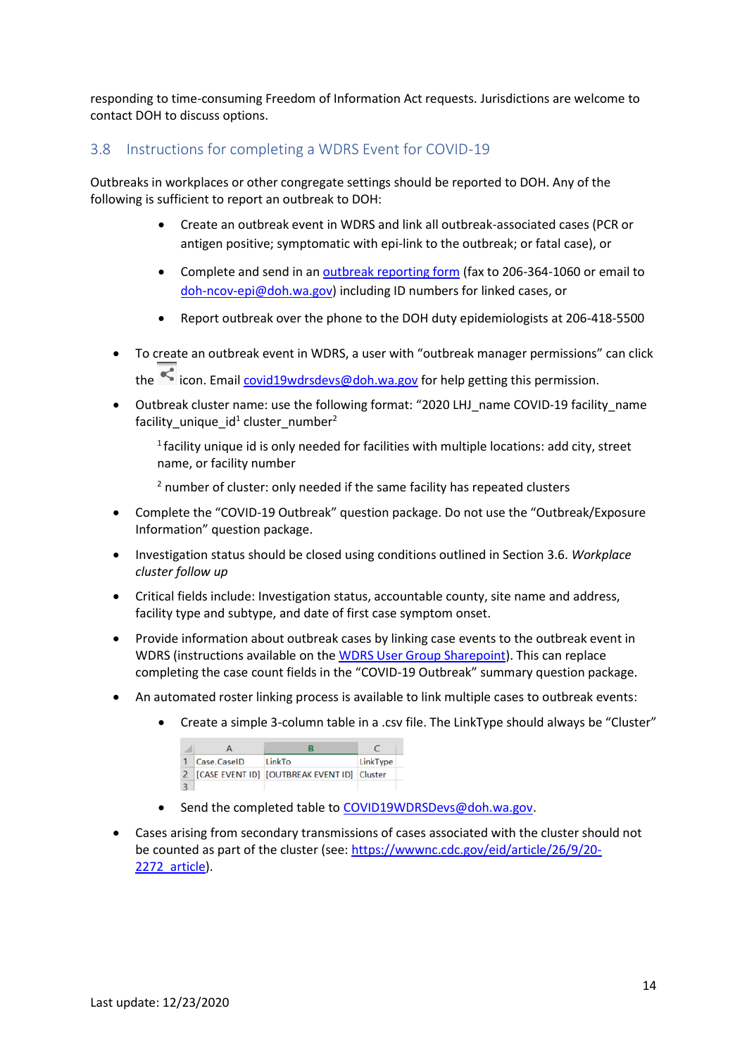responding to time-consuming Freedom of Information Act requests. Jurisdictions are welcome to contact DOH to discuss options.

## 3.8 Instructions for completing a WDRS Event for COVID-19

Outbreaks in workplaces or other congregate settings should be reported to DOH. Any of the following is sufficient to report an outbreak to DOH:

- Create an outbreak event in WDRS and link all outbreak-associated cases (PCR or antigen positive; symptomatic with epi-link to the outbreak; or fatal case), or
- Complete and send in an outbreak reporting form (fax to 206-364-1060 or email to doh-ncov-epi@doh.wa.gov) including ID numbers for linked cases, or
- Report outbreak over the phone to the DOH duty epidemiologists at 206-418-5500

- To create an outbreak event in WDRS, a user with "outbreak manager permissions" can click the icon. Email covid19wdrsdevs@doh.wa.gov for help getting this permission.
- Outbreak cluster name: use the following format: "2020 LHJ_name COVID-19 facility_name facility_unique_id[1] cluster_number[2]

  [1] facility unique id is only needed for facilities with multiple locations: add city, street name, or facility number

  [2] number of cluster: only needed if the same facility has repeated clusters
- Complete the "COVID-19 Outbreak" question package. Do not use the "Outbreak/Exposure Information" question package.
- Investigation status should be closed using conditions outlined in Section 3.6. *Workplace cluster follow up*
- Critical fields include: Investigation status, accountable county, site name and address, facility type and subtype, and date of first case symptom onset.
- Provide information about outbreak cases by linking case events to the outbreak event in WDRS (instructions available on the WDRS User Group Sharepoint). This can replace completing the case count fields in the "COVID-19 Outbreak" summary question package.
- An automated roster linking process is available to link multiple cases to outbreak events:
  - Create a simple 3-column table in a .csv file. The LinkType should always be "Cluster"

| | A | B | C |
|---|---|---|---|
| 1 | Case.CaseID | LinkTo | LinkType |
| 2 | [CASE EVENT ID] | [OUTBREAK EVENT ID] | Cluster |
| 3 | | | |

  - Send the completed table to COVID19WDRSDevs@doh.wa.gov.
- Cases arising from secondary transmissions of cases associated with the cluster should not be counted as part of the cluster (see: https://wwwnc.cdc.gov/eid/article/26/9/20-2272_article).

Last update: 12/23/2020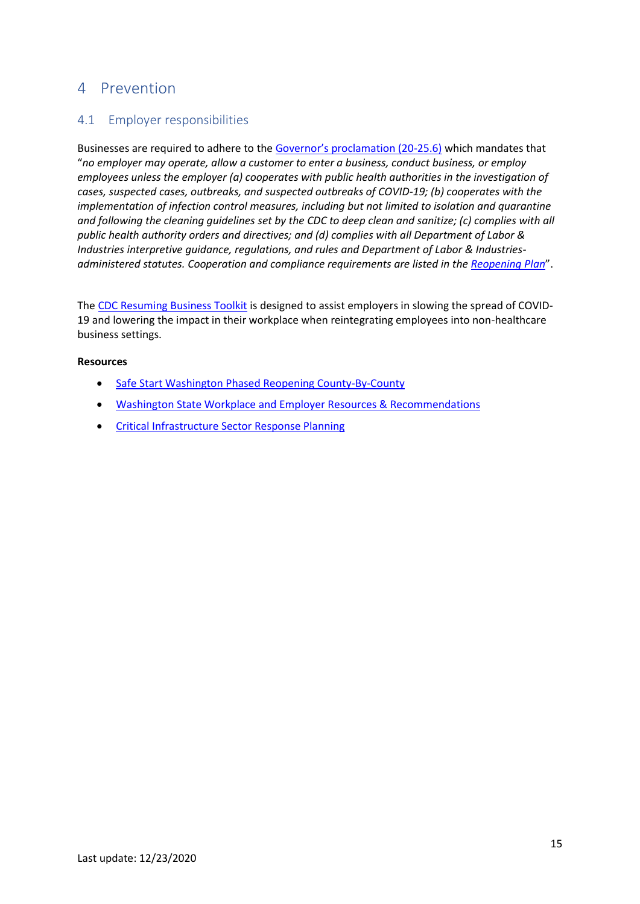# 4 Prevention

## 4.1 Employer responsibilities

Businesses are required to adhere to the Governor's proclamation (20-25.6) which mandates that "*no employer may operate, allow a customer to enter a business, conduct business, or employ employees unless the employer (a) cooperates with public health authorities in the investigation of cases, suspected cases, outbreaks, and suspected outbreaks of COVID-19; (b) cooperates with the implementation of infection control measures, including but not limited to isolation and quarantine and following the cleaning guidelines set by the CDC to deep clean and sanitize; (c) complies with all public health authority orders and directives; and (d) complies with all Department of Labor & Industries interpretive guidance, regulations, and rules and Department of Labor & Industries-administered statutes. Cooperation and compliance requirements are listed in the Reopening Plan*".

The CDC Resuming Business Toolkit is designed to assist employers in slowing the spread of COVID-19 and lowering the impact in their workplace when reintegrating employees into non-healthcare business settings.

**Resources**

- Safe Start Washington Phased Reopening County-By-County
- Washington State Workplace and Employer Resources & Recommendations
- Critical Infrastructure Sector Response Planning

Last update: 12/23/2020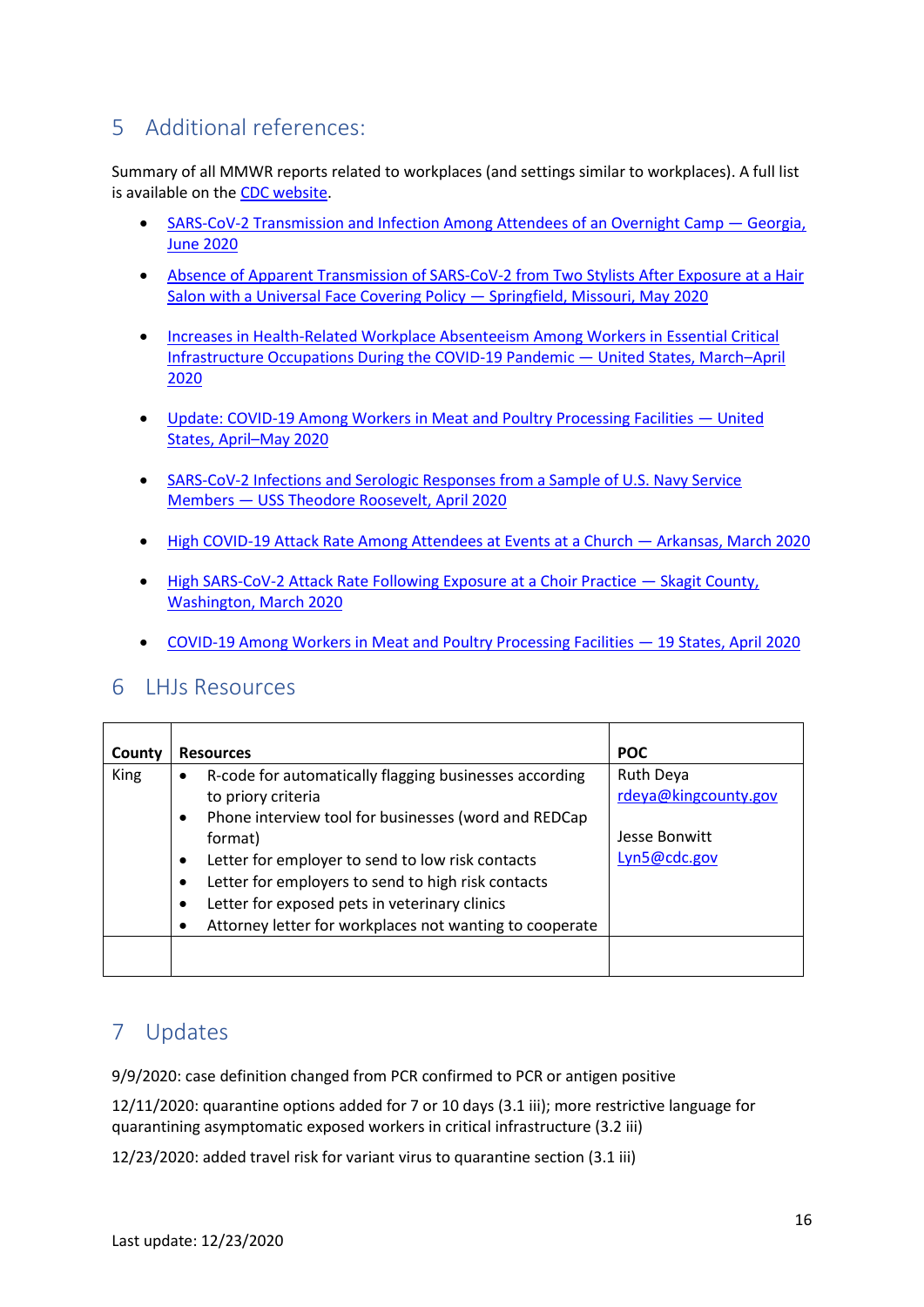## 5 Additional references:

Summary of all MMWR reports related to workplaces (and settings similar to workplaces). A full list is available on the CDC website.

- SARS-CoV-2 Transmission and Infection Among Attendees of an Overnight Camp — Georgia, June 2020
- Absence of Apparent Transmission of SARS-CoV-2 from Two Stylists After Exposure at a Hair Salon with a Universal Face Covering Policy — Springfield, Missouri, May 2020
- Increases in Health-Related Workplace Absenteeism Among Workers in Essential Critical Infrastructure Occupations During the COVID-19 Pandemic — United States, March–April 2020
- Update: COVID-19 Among Workers in Meat and Poultry Processing Facilities — United States, April–May 2020
- SARS-CoV-2 Infections and Serologic Responses from a Sample of U.S. Navy Service Members — USS Theodore Roosevelt, April 2020
- High COVID-19 Attack Rate Among Attendees at Events at a Church — Arkansas, March 2020
- High SARS-CoV-2 Attack Rate Following Exposure at a Choir Practice — Skagit County, Washington, March 2020
- COVID-19 Among Workers in Meat and Poultry Processing Facilities — 19 States, April 2020

## 6 LHJs Resources

| County | Resources | POC |
|---|---|---|
| King | • R-code for automatically flagging businesses according to priory criteria<br>• Phone interview tool for businesses (word and REDCap format)<br>• Letter for employer to send to low risk contacts<br>• Letter for employers to send to high risk contacts<br>• Letter for exposed pets in veterinary clinics<br>• Attorney letter for workplaces not wanting to cooperate | Ruth Deya<br>rdeya@kingcounty.gov<br><br>Jesse Bonwitt<br>Lyn5@cdc.gov |
| | | |

## 7 Updates

9/9/2020: case definition changed from PCR confirmed to PCR or antigen positive

12/11/2020: quarantine options added for 7 or 10 days (3.1 iii); more restrictive language for quarantining asymptomatic exposed workers in critical infrastructure (3.2 iii)

12/23/2020: added travel risk for variant virus to quarantine section (3.1 iii)

Last update: 12/23/2020